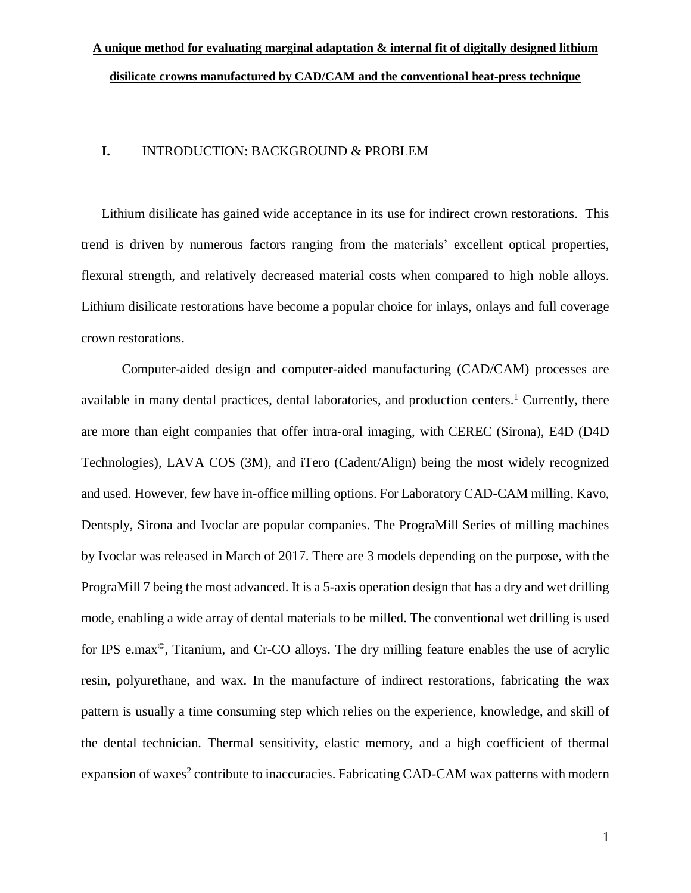**A unique method for evaluating marginal adaptation & internal fit of digitally designed lithium disilicate crowns manufactured by CAD/CAM and the conventional heat-press technique**

## I. INTRODUCTION: BACKGROUND & PROBLEM

Lithium disilicate has gained wide acceptance in its use for indirect crown restorations. This trend is driven by numerous factors ranging from the materials' excellent optical properties, flexural strength, and relatively decreased material costs when compared to high noble alloys. Lithium disilicate restorations have become a popular choice for inlays, onlays and full coverage crown restorations.

Computer-aided design and computer-aided manufacturing (CAD/CAM) processes are available in many dental practices, dental laboratories, and production centers.[1] Currently, there are more than eight companies that offer intra-oral imaging, with CEREC (Sirona), E4D (D4D Technologies), LAVA COS (3M), and iTero (Cadent/Align) being the most widely recognized and used. However, few have in-office milling options. For Laboratory CAD-CAM milling, Kavo, Dentsply, Sirona and Ivoclar are popular companies. The PrograMill Series of milling machines by Ivoclar was released in March of 2017. There are 3 models depending on the purpose, with the PrograMill 7 being the most advanced. It is a 5-axis operation design that has a dry and wet drilling mode, enabling a wide array of dental materials to be milled. The conventional wet drilling is used for IPS e.max©, Titanium, and Cr-CO alloys. The dry milling feature enables the use of acrylic resin, polyurethane, and wax. In the manufacture of indirect restorations, fabricating the wax pattern is usually a time consuming step which relies on the experience, knowledge, and skill of the dental technician. Thermal sensitivity, elastic memory, and a high coefficient of thermal expansion of waxes[2] contribute to inaccuracies. Fabricating CAD-CAM wax patterns with modern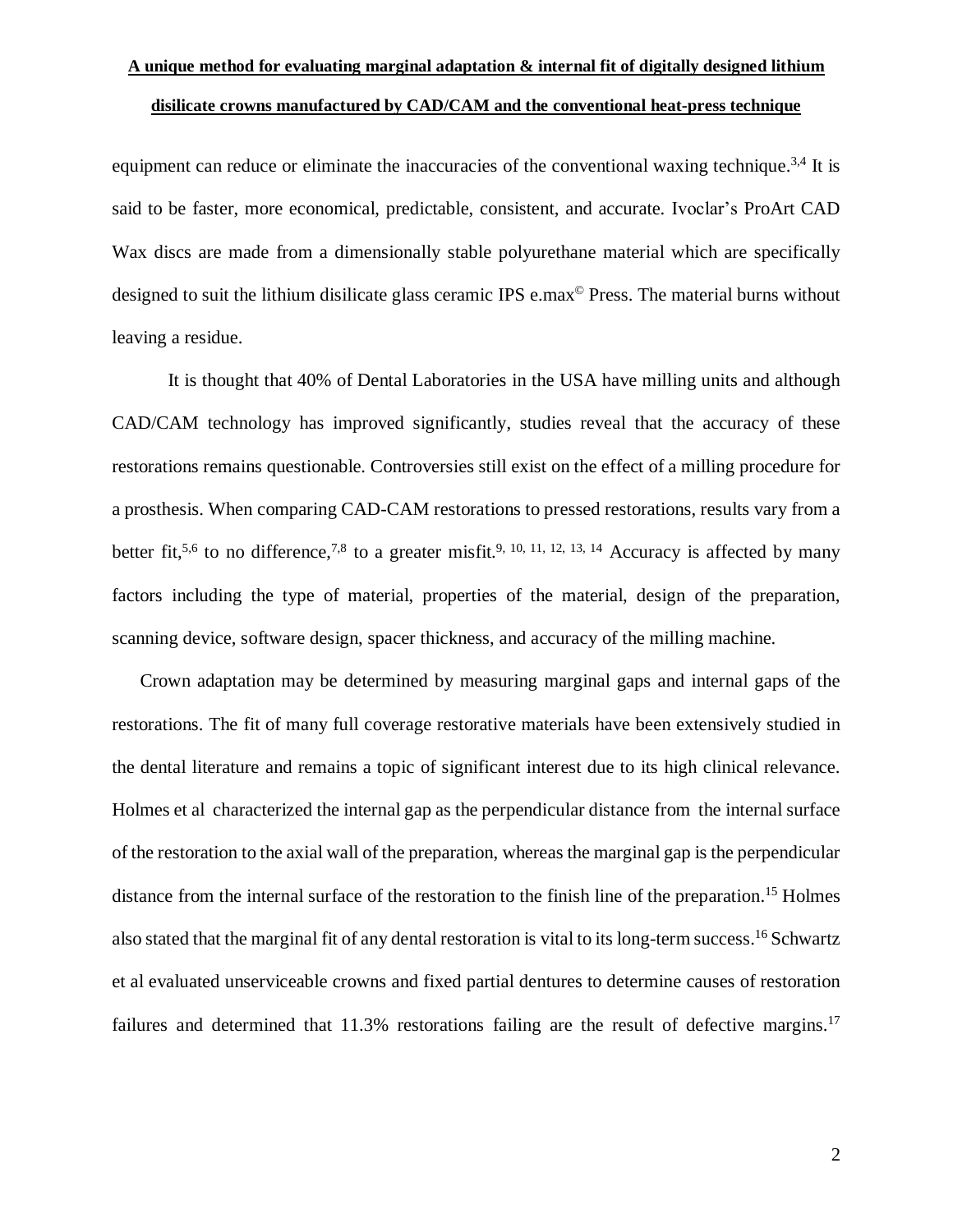equipment can reduce or eliminate the inaccuracies of the conventional waxing technique.[3,4] It is said to be faster, more economical, predictable, consistent, and accurate. Ivoclar's ProArt CAD Wax discs are made from a dimensionally stable polyurethane material which are specifically designed to suit the lithium disilicate glass ceramic IPS e.max© Press. The material burns without leaving a residue.

It is thought that 40% of Dental Laboratories in the USA have milling units and although CAD/CAM technology has improved significantly, studies reveal that the accuracy of these restorations remains questionable. Controversies still exist on the effect of a milling procedure for a prosthesis. When comparing CAD-CAM restorations to pressed restorations, results vary from a better fit,[5,6] to no difference,[7,8] to a greater misfit.[9, 10, 11, 12, 13, 14] Accuracy is affected by many factors including the type of material, properties of the material, design of the preparation, scanning device, software design, spacer thickness, and accuracy of the milling machine.

Crown adaptation may be determined by measuring marginal gaps and internal gaps of the restorations. The fit of many full coverage restorative materials have been extensively studied in the dental literature and remains a topic of significant interest due to its high clinical relevance. Holmes et al characterized the internal gap as the perpendicular distance from the internal surface of the restoration to the axial wall of the preparation, whereas the marginal gap is the perpendicular distance from the internal surface of the restoration to the finish line of the preparation.[15] Holmes also stated that the marginal fit of any dental restoration is vital to its long-term success.[16] Schwartz et al evaluated unserviceable crowns and fixed partial dentures to determine causes of restoration failures and determined that 11.3% restorations failing are the result of defective margins.[17]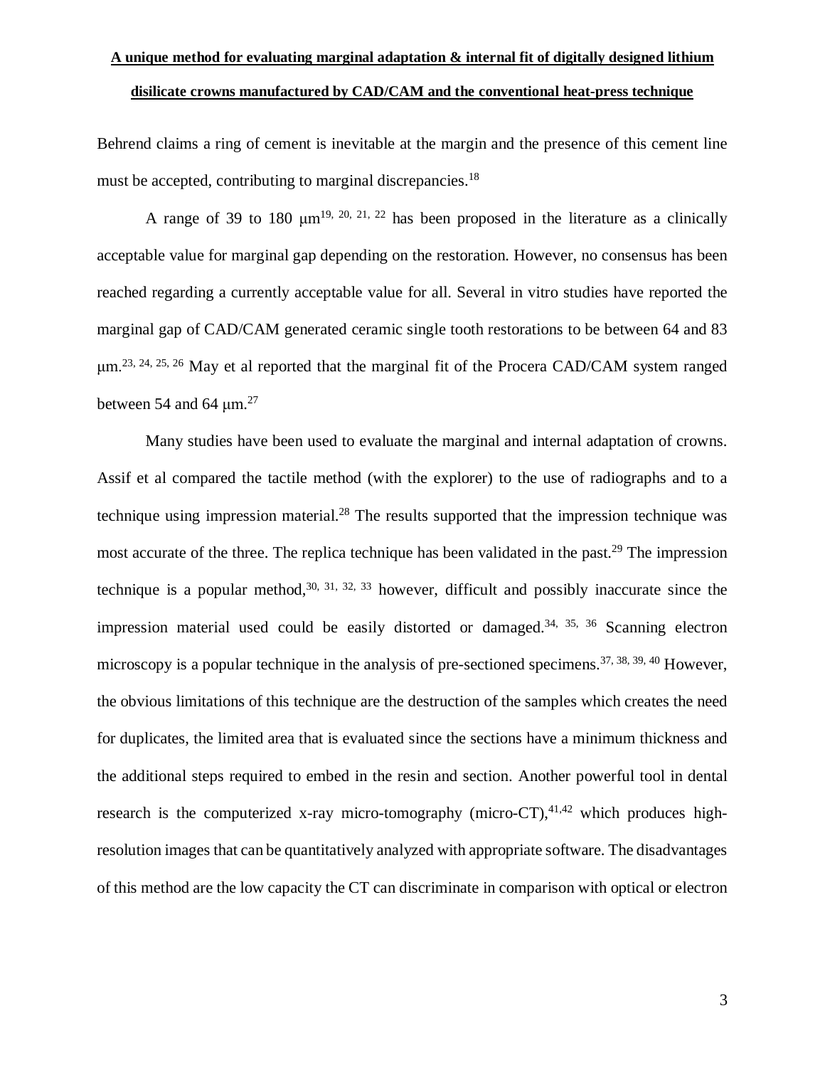Behrend claims a ring of cement is inevitable at the margin and the presence of this cement line must be accepted, contributing to marginal discrepancies.[18]

A range of 39 to 180 μm[19, 20, 21, 22] has been proposed in the literature as a clinically acceptable value for marginal gap depending on the restoration. However, no consensus has been reached regarding a currently acceptable value for all. Several in vitro studies have reported the marginal gap of CAD/CAM generated ceramic single tooth restorations to be between 64 and 83 μm.[23, 24, 25, 26] May et al reported that the marginal fit of the Procera CAD/CAM system ranged between 54 and 64 μm.[27]

Many studies have been used to evaluate the marginal and internal adaptation of crowns. Assif et al compared the tactile method (with the explorer) to the use of radiographs and to a technique using impression material.[28] The results supported that the impression technique was most accurate of the three. The replica technique has been validated in the past.[29] The impression technique is a popular method,[30, 31, 32, 33] however, difficult and possibly inaccurate since the impression material used could be easily distorted or damaged.[34, 35, 36] Scanning electron microscopy is a popular technique in the analysis of pre-sectioned specimens.[37, 38, 39, 40] However, the obvious limitations of this technique are the destruction of the samples which creates the need for duplicates, the limited area that is evaluated since the sections have a minimum thickness and the additional steps required to embed in the resin and section. Another powerful tool in dental research is the computerized x-ray micro-tomography (micro-CT),[41,42] which produces high-resolution images that can be quantitatively analyzed with appropriate software. The disadvantages of this method are the low capacity the CT can discriminate in comparison with optical or electron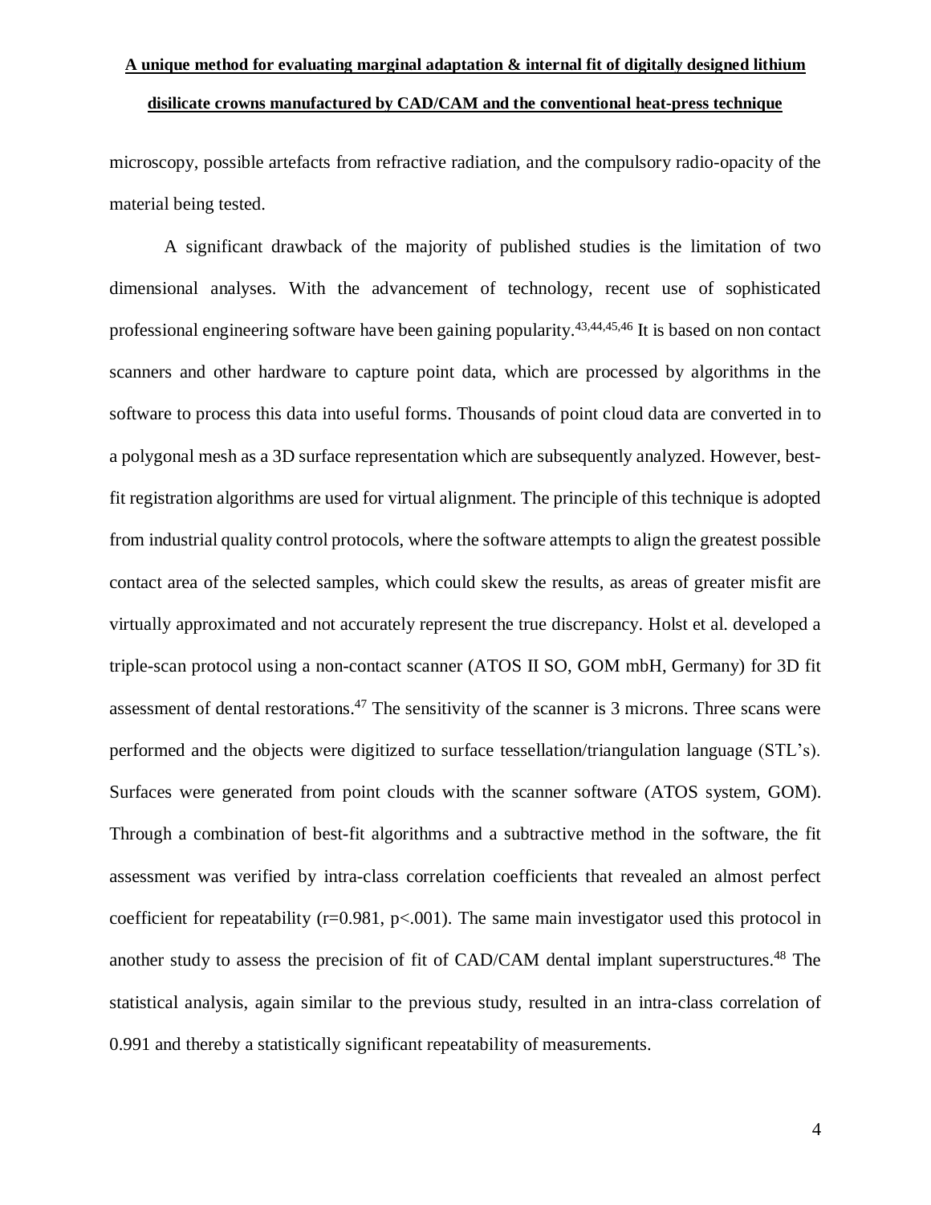microscopy, possible artefacts from refractive radiation, and the compulsory radio-opacity of the material being tested.

A significant drawback of the majority of published studies is the limitation of two dimensional analyses. With the advancement of technology, recent use of sophisticated professional engineering software have been gaining popularity.[43,44,45,46] It is based on non contact scanners and other hardware to capture point data, which are processed by algorithms in the software to process this data into useful forms. Thousands of point cloud data are converted in to a polygonal mesh as a 3D surface representation which are subsequently analyzed. However, best-fit registration algorithms are used for virtual alignment. The principle of this technique is adopted from industrial quality control protocols, where the software attempts to align the greatest possible contact area of the selected samples, which could skew the results, as areas of greater misfit are virtually approximated and not accurately represent the true discrepancy. Holst et al. developed a triple-scan protocol using a non-contact scanner (ATOS II SO, GOM mbH, Germany) for 3D fit assessment of dental restorations.[47] The sensitivity of the scanner is 3 microns. Three scans were performed and the objects were digitized to surface tessellation/triangulation language (STL's). Surfaces were generated from point clouds with the scanner software (ATOS system, GOM). Through a combination of best-fit algorithms and a subtractive method in the software, the fit assessment was verified by intra-class correlation coefficients that revealed an almost perfect coefficient for repeatability ($r=0.981$, $p<.001$). The same main investigator used this protocol in another study to assess the precision of fit of CAD/CAM dental implant superstructures.[48] The statistical analysis, again similar to the previous study, resulted in an intra-class correlation of 0.991 and thereby a statistically significant repeatability of measurements.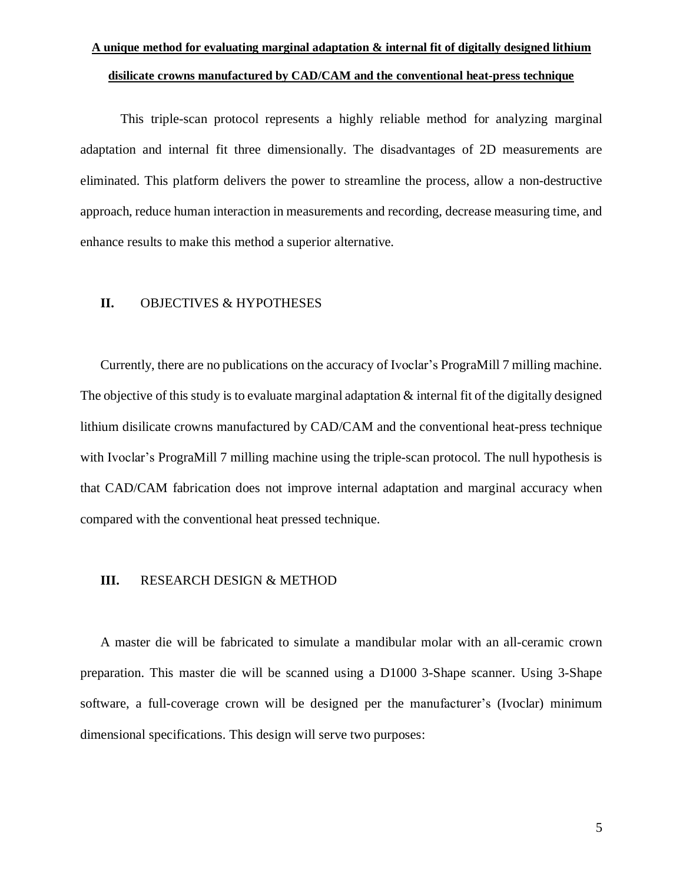**A unique method for evaluating marginal adaptation & internal fit of digitally designed lithium disilicate crowns manufactured by CAD/CAM and the conventional heat-press technique**

This triple-scan protocol represents a highly reliable method for analyzing marginal adaptation and internal fit three dimensionally. The disadvantages of 2D measurements are eliminated. This platform delivers the power to streamline the process, allow a non-destructive approach, reduce human interaction in measurements and recording, decrease measuring time, and enhance results to make this method a superior alternative.

## II. OBJECTIVES & HYPOTHESES

Currently, there are no publications on the accuracy of Ivoclar's PrograMill 7 milling machine. The objective of this study is to evaluate marginal adaptation & internal fit of the digitally designed lithium disilicate crowns manufactured by CAD/CAM and the conventional heat-press technique with Ivoclar's PrograMill 7 milling machine using the triple-scan protocol. The null hypothesis is that CAD/CAM fabrication does not improve internal adaptation and marginal accuracy when compared with the conventional heat pressed technique.

## III. RESEARCH DESIGN & METHOD

A master die will be fabricated to simulate a mandibular molar with an all-ceramic crown preparation. This master die will be scanned using a D1000 3-Shape scanner. Using 3-Shape software, a full-coverage crown will be designed per the manufacturer's (Ivoclar) minimum dimensional specifications. This design will serve two purposes: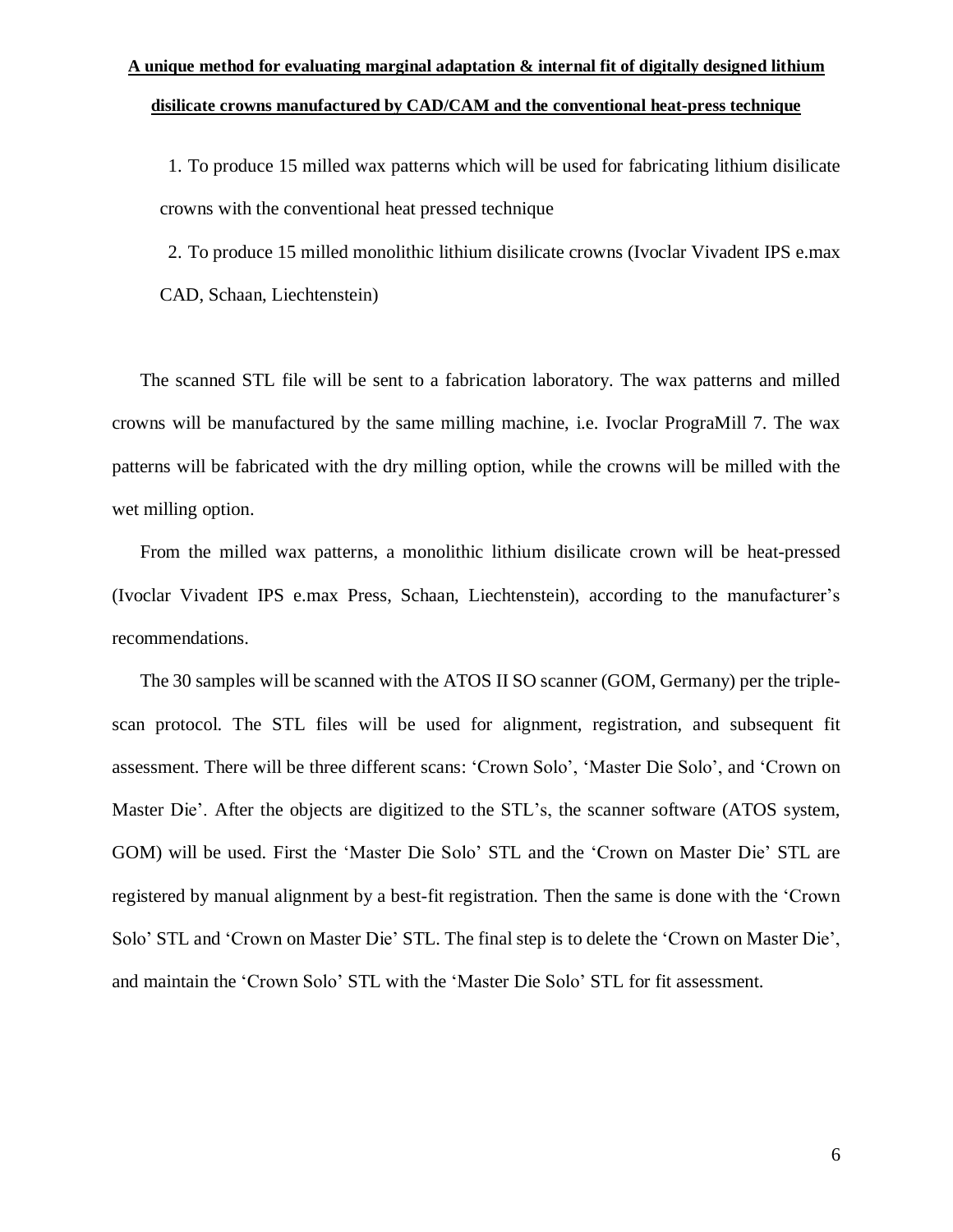**A unique method for evaluating marginal adaptation & internal fit of digitally designed lithium disilicate crowns manufactured by CAD/CAM and the conventional heat-press technique**

1. To produce 15 milled wax patterns which will be used for fabricating lithium disilicate crowns with the conventional heat pressed technique
2. To produce 15 milled monolithic lithium disilicate crowns (Ivoclar Vivadent IPS e.max CAD, Schaan, Liechtenstein)

The scanned STL file will be sent to a fabrication laboratory. The wax patterns and milled crowns will be manufactured by the same milling machine, i.e. Ivoclar PrograMill 7. The wax patterns will be fabricated with the dry milling option, while the crowns will be milled with the wet milling option.

From the milled wax patterns, a monolithic lithium disilicate crown will be heat-pressed (Ivoclar Vivadent IPS e.max Press, Schaan, Liechtenstein), according to the manufacturer's recommendations.

The 30 samples will be scanned with the ATOS II SO scanner (GOM, Germany) per the triple-scan protocol. The STL files will be used for alignment, registration, and subsequent fit assessment. There will be three different scans: 'Crown Solo', 'Master Die Solo', and 'Crown on Master Die'. After the objects are digitized to the STL's, the scanner software (ATOS system, GOM) will be used. First the 'Master Die Solo' STL and the 'Crown on Master Die' STL are registered by manual alignment by a best-fit registration. Then the same is done with the 'Crown Solo' STL and 'Crown on Master Die' STL. The final step is to delete the 'Crown on Master Die', and maintain the 'Crown Solo' STL with the 'Master Die Solo' STL for fit assessment.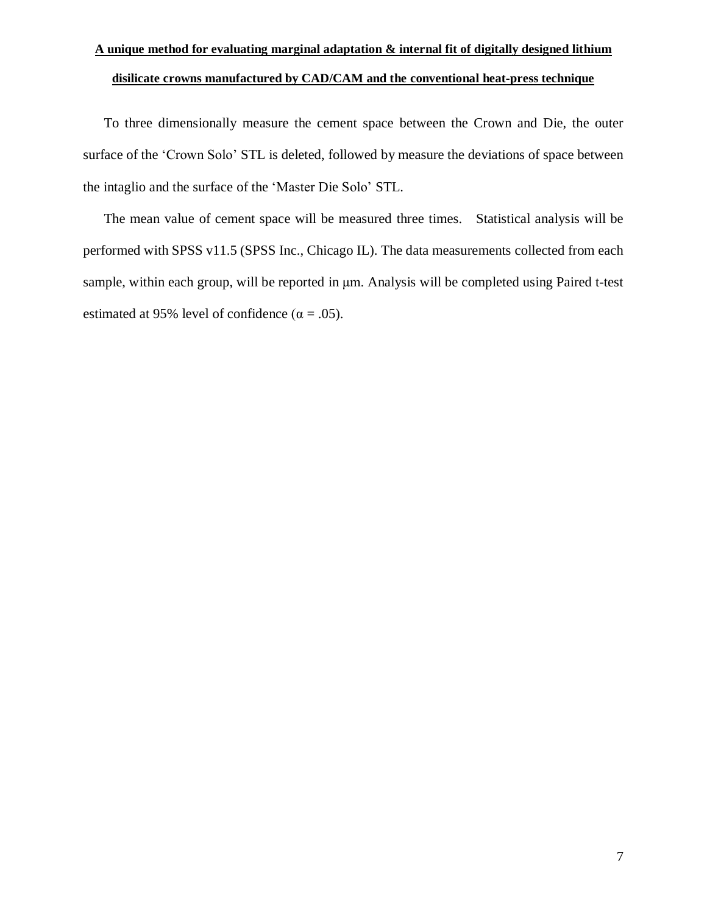To three dimensionally measure the cement space between the Crown and Die, the outer surface of the 'Crown Solo' STL is deleted, followed by measure the deviations of space between the intaglio and the surface of the 'Master Die Solo' STL.

The mean value of cement space will be measured three times. Statistical analysis will be performed with SPSS v11.5 (SPSS Inc., Chicago IL). The data measurements collected from each sample, within each group, will be reported in μm. Analysis will be completed using Paired t-test estimated at 95% level of confidence ($\alpha = .05$).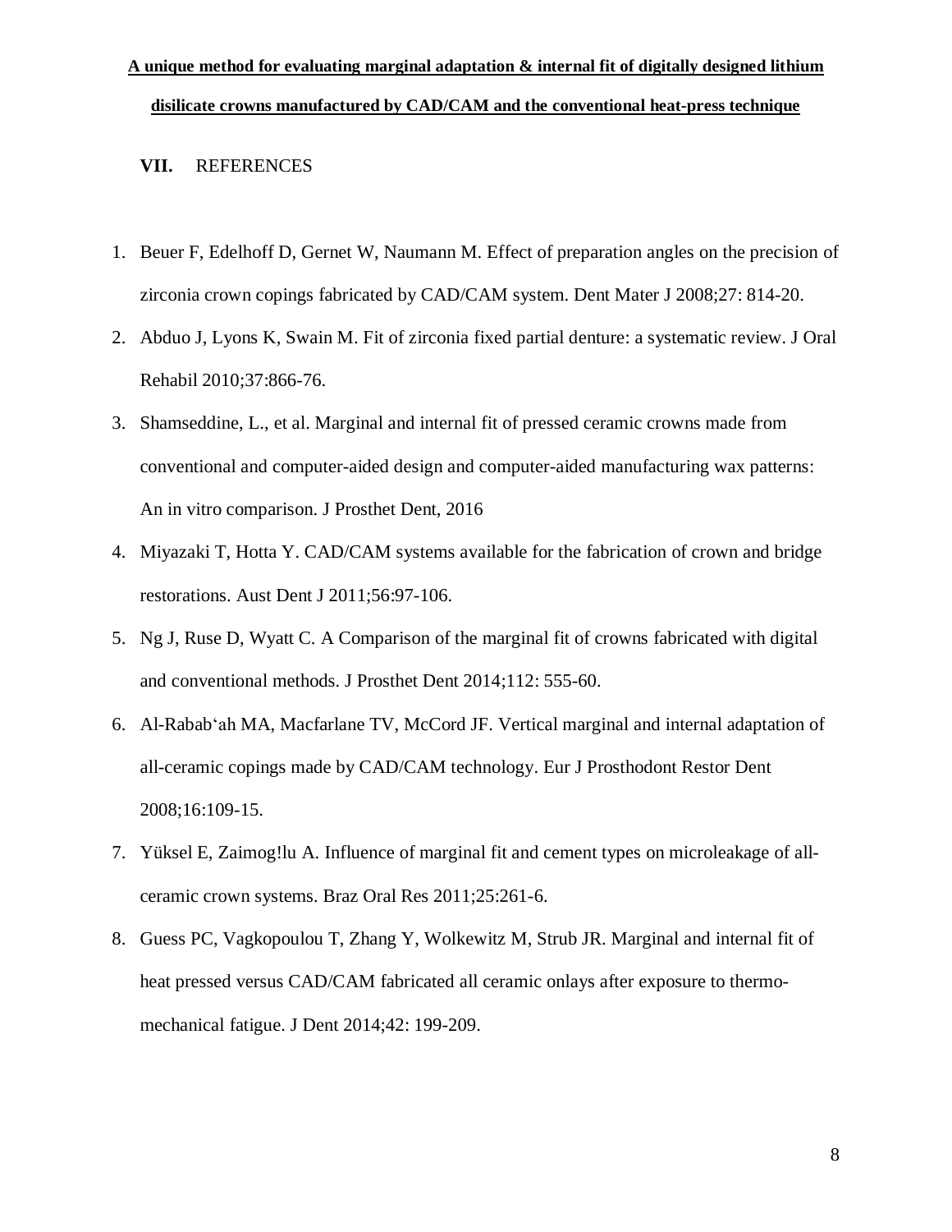## VII. REFERENCES

1. Beuer F, Edelhoff D, Gernet W, Naumann M. Effect of preparation angles on the precision of zirconia crown copings fabricated by CAD/CAM system. Dent Mater J 2008;27: 814-20.
2. Abduo J, Lyons K, Swain M. Fit of zirconia fixed partial denture: a systematic review. J Oral Rehabil 2010;37:866-76.
3. Shamseddine, L., et al. Marginal and internal fit of pressed ceramic crowns made from conventional and computer-aided design and computer-aided manufacturing wax patterns: An in vitro comparison. J Prosthet Dent, 2016
4. Miyazaki T, Hotta Y. CAD/CAM systems available for the fabrication of crown and bridge restorations. Aust Dent J 2011;56:97-106.
5. Ng J, Ruse D, Wyatt C. A Comparison of the marginal fit of crowns fabricated with digital and conventional methods. J Prosthet Dent 2014;112: 555-60.
6. Al-Rabab'ah MA, Macfarlane TV, McCord JF. Vertical marginal and internal adaptation of all-ceramic copings made by CAD/CAM technology. Eur J Prosthodont Restor Dent 2008;16:109-15.
7. Yüksel E, Zaimog!lu A. Influence of marginal fit and cement types on microleakage of all-ceramic crown systems. Braz Oral Res 2011;25:261-6.
8. Guess PC, Vagkopoulou T, Zhang Y, Wolkewitz M, Strub JR. Marginal and internal fit of heat pressed versus CAD/CAM fabricated all ceramic onlays after exposure to thermo-mechanical fatigue. J Dent 2014;42: 199-209.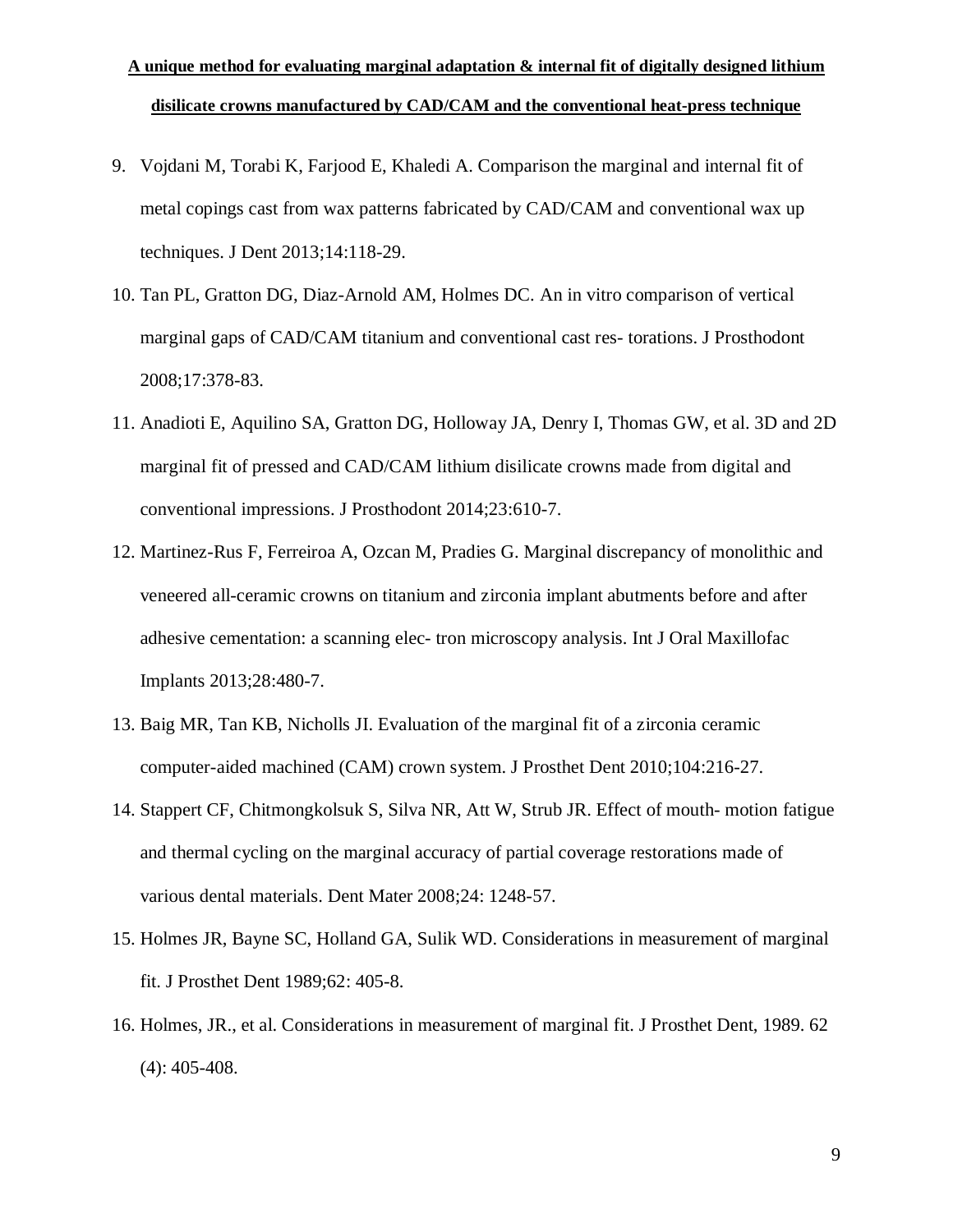9. Vojdani M, Torabi K, Farjood E, Khaledi A. Comparison the marginal and internal fit of metal copings cast from wax patterns fabricated by CAD/CAM and conventional wax up techniques. J Dent 2013;14:118-29.
10. Tan PL, Gratton DG, Diaz-Arnold AM, Holmes DC. An in vitro comparison of vertical marginal gaps of CAD/CAM titanium and conventional cast res- torations. J Prosthodont 2008;17:378-83.
11. Anadioti E, Aquilino SA, Gratton DG, Holloway JA, Denry I, Thomas GW, et al. 3D and 2D marginal fit of pressed and CAD/CAM lithium disilicate crowns made from digital and conventional impressions. J Prosthodont 2014;23:610-7.
12. Martinez-Rus F, Ferreiroa A, Ozcan M, Pradies G. Marginal discrepancy of monolithic and veneered all-ceramic crowns on titanium and zirconia implant abutments before and after adhesive cementation: a scanning elec- tron microscopy analysis. Int J Oral Maxillofac Implants 2013;28:480-7.
13. Baig MR, Tan KB, Nicholls JI. Evaluation of the marginal fit of a zirconia ceramic computer-aided machined (CAM) crown system. J Prosthet Dent 2010;104:216-27.
14. Stappert CF, Chitmongkolsuk S, Silva NR, Att W, Strub JR. Effect of mouth- motion fatigue and thermal cycling on the marginal accuracy of partial coverage restorations made of various dental materials. Dent Mater 2008;24: 1248-57.
15. Holmes JR, Bayne SC, Holland GA, Sulik WD. Considerations in measurement of marginal fit. J Prosthet Dent 1989;62: 405-8.
16. Holmes, JR., et al. Considerations in measurement of marginal fit. J Prosthet Dent, 1989. 62 (4): 405-408.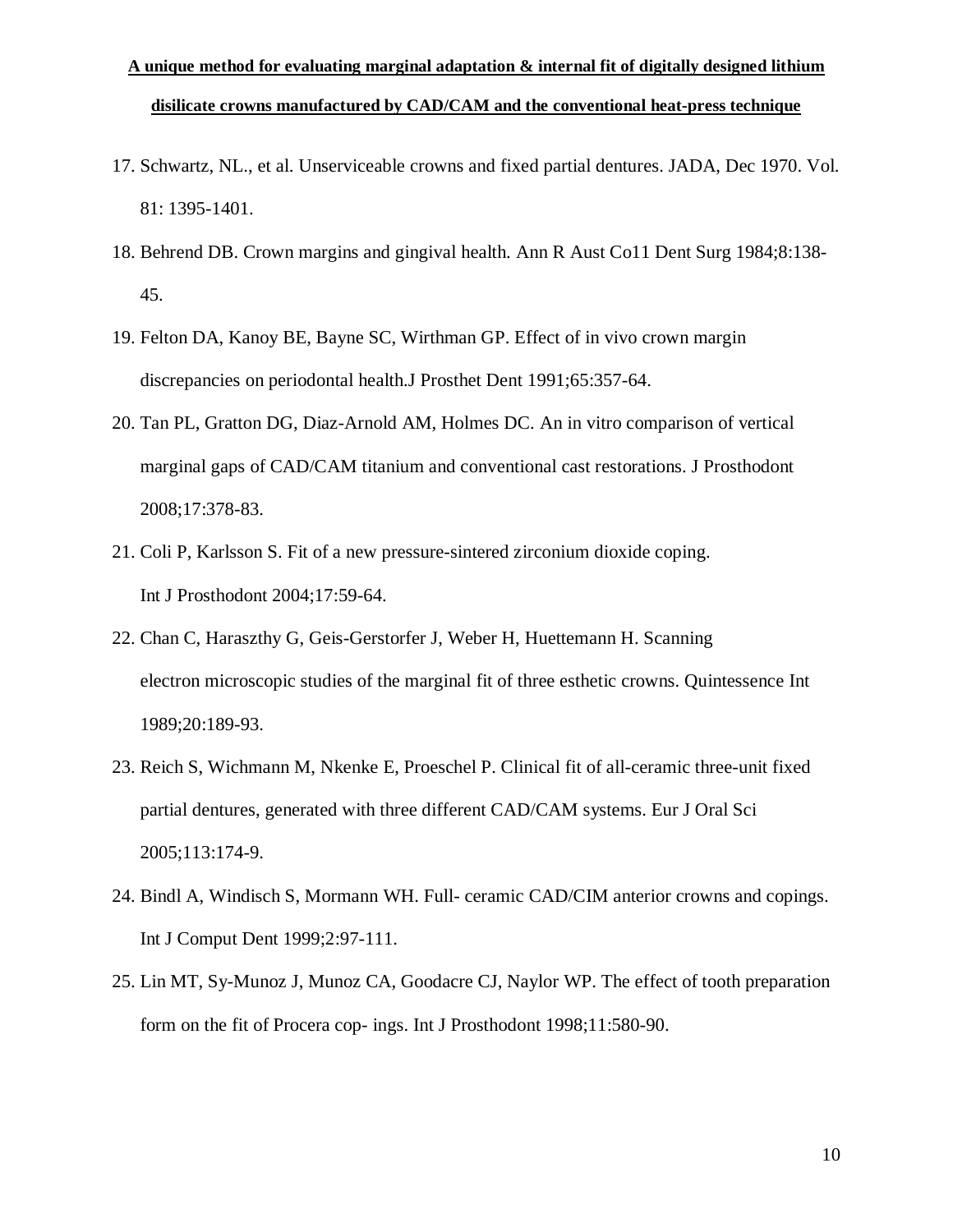17. Schwartz, NL., et al. Unserviceable crowns and fixed partial dentures. JADA, Dec 1970. Vol. 81: 1395-1401.
18. Behrend DB. Crown margins and gingival health. Ann R Aust Co11 Dent Surg 1984;8:138-45.
19. Felton DA, Kanoy BE, Bayne SC, Wirthman GP. Effect of in vivo crown margin discrepancies on periodontal health.J Prosthet Dent 1991;65:357-64.
20. Tan PL, Gratton DG, Diaz-Arnold AM, Holmes DC. An in vitro comparison of vertical marginal gaps of CAD/CAM titanium and conventional cast restorations. J Prosthodont 2008;17:378-83.
21. Coli P, Karlsson S. Fit of a new pressure-sintered zirconium dioxide coping. Int J Prosthodont 2004;17:59-64.
22. Chan C, Haraszthy G, Geis-Gerstorfer J, Weber H, Huettemann H. Scanning electron microscopic studies of the marginal fit of three esthetic crowns. Quintessence Int 1989;20:189-93.
23. Reich S, Wichmann M, Nkenke E, Proeschel P. Clinical fit of all-ceramic three-unit fixed partial dentures, generated with three different CAD/CAM systems. Eur J Oral Sci 2005;113:174-9.
24. Bindl A, Windisch S, Mormann WH. Full- ceramic CAD/CIM anterior crowns and copings. Int J Comput Dent 1999;2:97-111.
25. Lin MT, Sy-Munoz J, Munoz CA, Goodacre CJ, Naylor WP. The effect of tooth preparation form on the fit of Procera cop- ings. Int J Prosthodont 1998;11:580-90.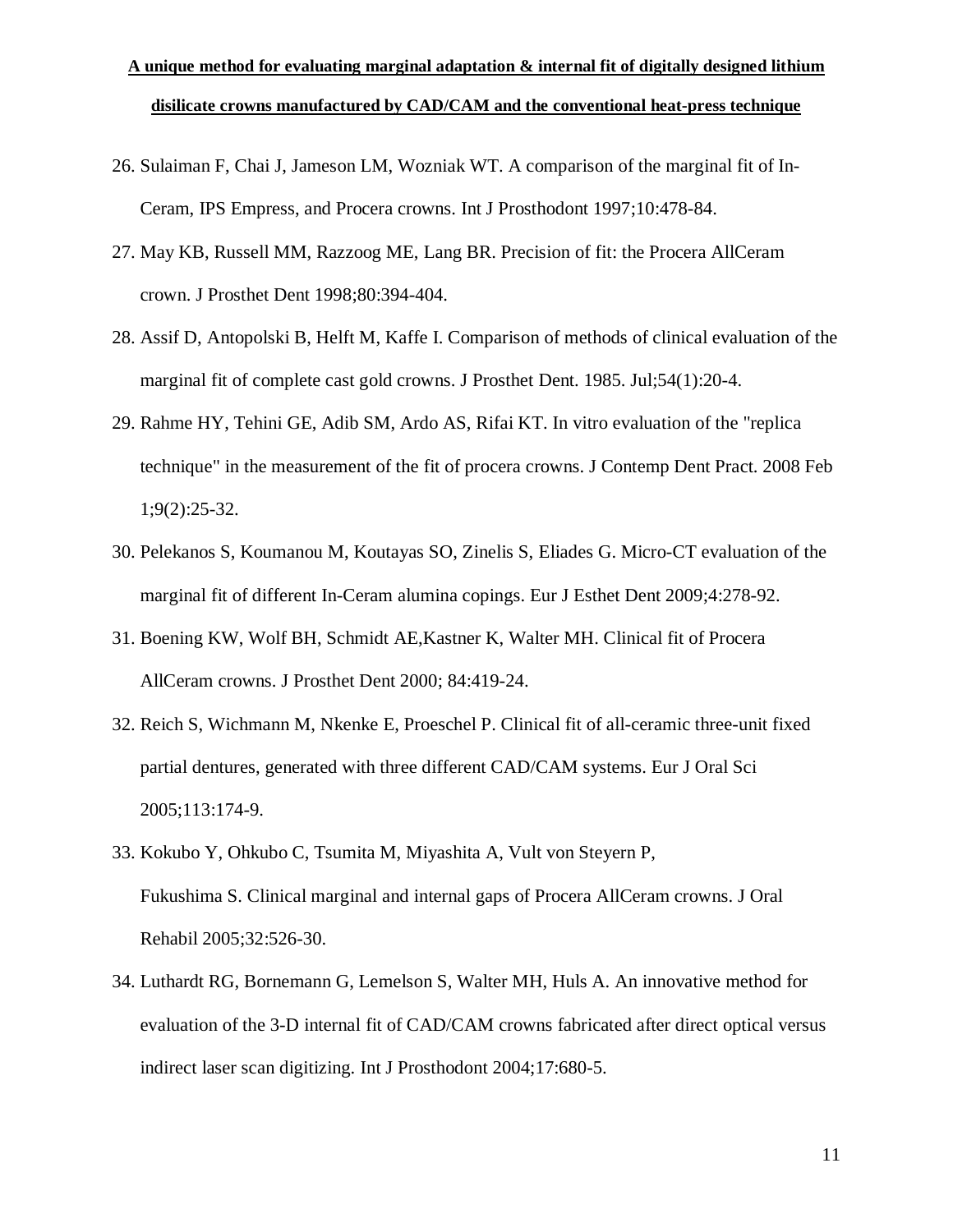26. Sulaiman F, Chai J, Jameson LM, Wozniak WT. A comparison of the marginal fit of In-Ceram, IPS Empress, and Procera crowns. Int J Prosthodont 1997;10:478-84.
27. May KB, Russell MM, Razzoog ME, Lang BR. Precision of fit: the Procera AllCeram crown. J Prosthet Dent 1998;80:394-404.
28. Assif D, Antopolski B, Helft M, Kaffe I. Comparison of methods of clinical evaluation of the marginal fit of complete cast gold crowns. J Prosthet Dent. 1985. Jul;54(1):20-4.
29. Rahme HY, Tehini GE, Adib SM, Ardo AS, Rifai KT. In vitro evaluation of the "replica technique" in the measurement of the fit of procera crowns. J Contemp Dent Pract. 2008 Feb 1;9(2):25-32.
30. Pelekanos S, Koumanou M, Koutayas SO, Zinelis S, Eliades G. Micro-CT evaluation of the marginal fit of different In-Ceram alumina copings. Eur J Esthet Dent 2009;4:278-92.
31. Boening KW, Wolf BH, Schmidt AE,Kastner K, Walter MH. Clinical fit of Procera AllCeram crowns. J Prosthet Dent 2000; 84:419-24.
32. Reich S, Wichmann M, Nkenke E, Proeschel P. Clinical fit of all-ceramic three-unit fixed partial dentures, generated with three different CAD/CAM systems. Eur J Oral Sci 2005;113:174-9.
33. Kokubo Y, Ohkubo C, Tsumita M, Miyashita A, Vult von Steyern P, Fukushima S. Clinical marginal and internal gaps of Procera AllCeram crowns. J Oral Rehabil 2005;32:526-30.
34. Luthardt RG, Bornemann G, Lemelson S, Walter MH, Huls A. An innovative method for evaluation of the 3-D internal fit of CAD/CAM crowns fabricated after direct optical versus indirect laser scan digitizing. Int J Prosthodont 2004;17:680-5.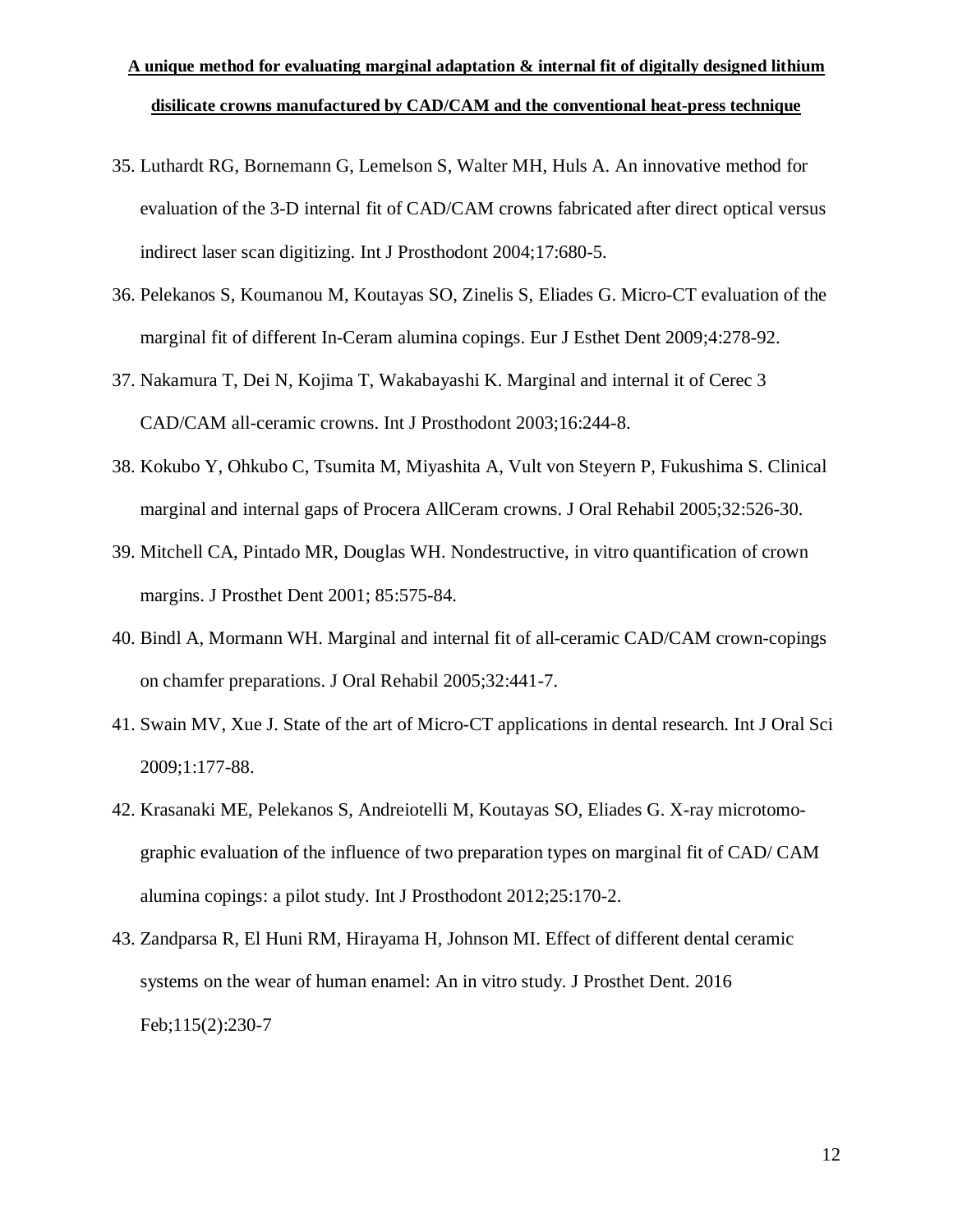35. Luthardt RG, Bornemann G, Lemelson S, Walter MH, Huls A. An innovative method for evaluation of the 3-D internal fit of CAD/CAM crowns fabricated after direct optical versus indirect laser scan digitizing. Int J Prosthodont 2004;17:680-5.
36. Pelekanos S, Koumanou M, Koutayas SO, Zinelis S, Eliades G. Micro-CT evaluation of the marginal fit of different In-Ceram alumina copings. Eur J Esthet Dent 2009;4:278-92.
37. Nakamura T, Dei N, Kojima T, Wakabayashi K. Marginal and internal it of Cerec 3 CAD/CAM all-ceramic crowns. Int J Prosthodont 2003;16:244-8.
38. Kokubo Y, Ohkubo C, Tsumita M, Miyashita A, Vult von Steyern P, Fukushima S. Clinical marginal and internal gaps of Procera AllCeram crowns. J Oral Rehabil 2005;32:526-30.
39. Mitchell CA, Pintado MR, Douglas WH. Nondestructive, in vitro quantification of crown margins. J Prosthet Dent 2001; 85:575-84.
40. Bindl A, Mormann WH. Marginal and internal fit of all-ceramic CAD/CAM crown-copings on chamfer preparations. J Oral Rehabil 2005;32:441-7.
41. Swain MV, Xue J. State of the art of Micro-CT applications in dental research. Int J Oral Sci 2009;1:177-88.
42. Krasanaki ME, Pelekanos S, Andreiotelli M, Koutayas SO, Eliades G. X-ray microtomographic evaluation of the influence of two preparation types on marginal fit of CAD/ CAM alumina copings: a pilot study. Int J Prosthodont 2012;25:170-2.
43. Zandparsa R, El Huni RM, Hirayama H, Johnson MI. Effect of different dental ceramic systems on the wear of human enamel: An in vitro study. J Prosthet Dent. 2016 Feb;115(2):230-7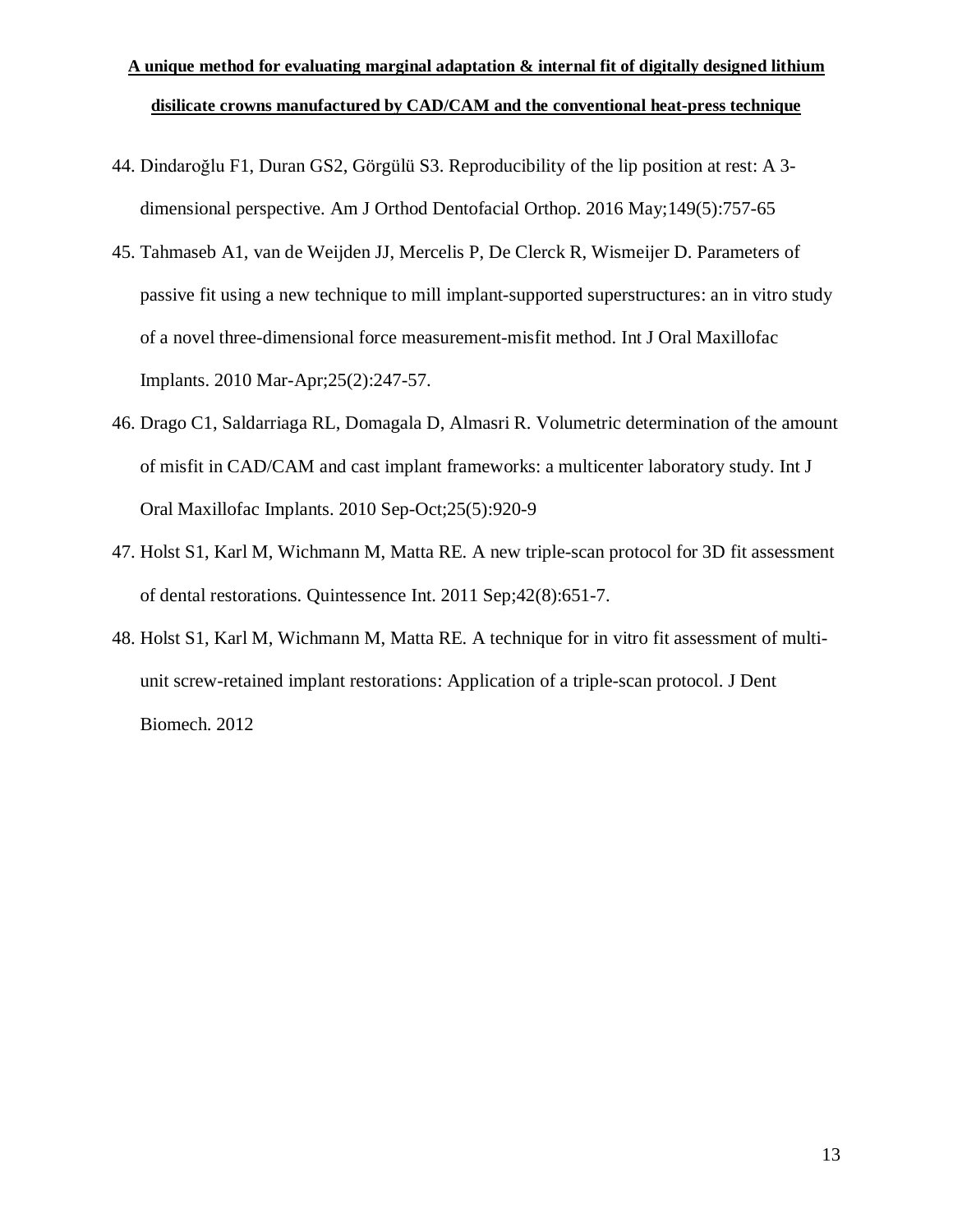44. Dindaroğlu F1, Duran GS2, Görgülü S3. Reproducibility of the lip position at rest: A 3-dimensional perspective. Am J Orthod Dentofacial Orthop. 2016 May;149(5):757-65
45. Tahmaseb A1, van de Weijden JJ, Mercelis P, De Clerck R, Wismeijer D. Parameters of passive fit using a new technique to mill implant-supported superstructures: an in vitro study of a novel three-dimensional force measurement-misfit method. Int J Oral Maxillofac Implants. 2010 Mar-Apr;25(2):247-57.
46. Drago C1, Saldarriaga RL, Domagala D, Almasri R. Volumetric determination of the amount of misfit in CAD/CAM and cast implant frameworks: a multicenter laboratory study. Int J Oral Maxillofac Implants. 2010 Sep-Oct;25(5):920-9
47. Holst S1, Karl M, Wichmann M, Matta RE. A new triple-scan protocol for 3D fit assessment of dental restorations. Quintessence Int. 2011 Sep;42(8):651-7.
48. Holst S1, Karl M, Wichmann M, Matta RE. A technique for in vitro fit assessment of multi-unit screw-retained implant restorations: Application of a triple-scan protocol. J Dent Biomech. 2012